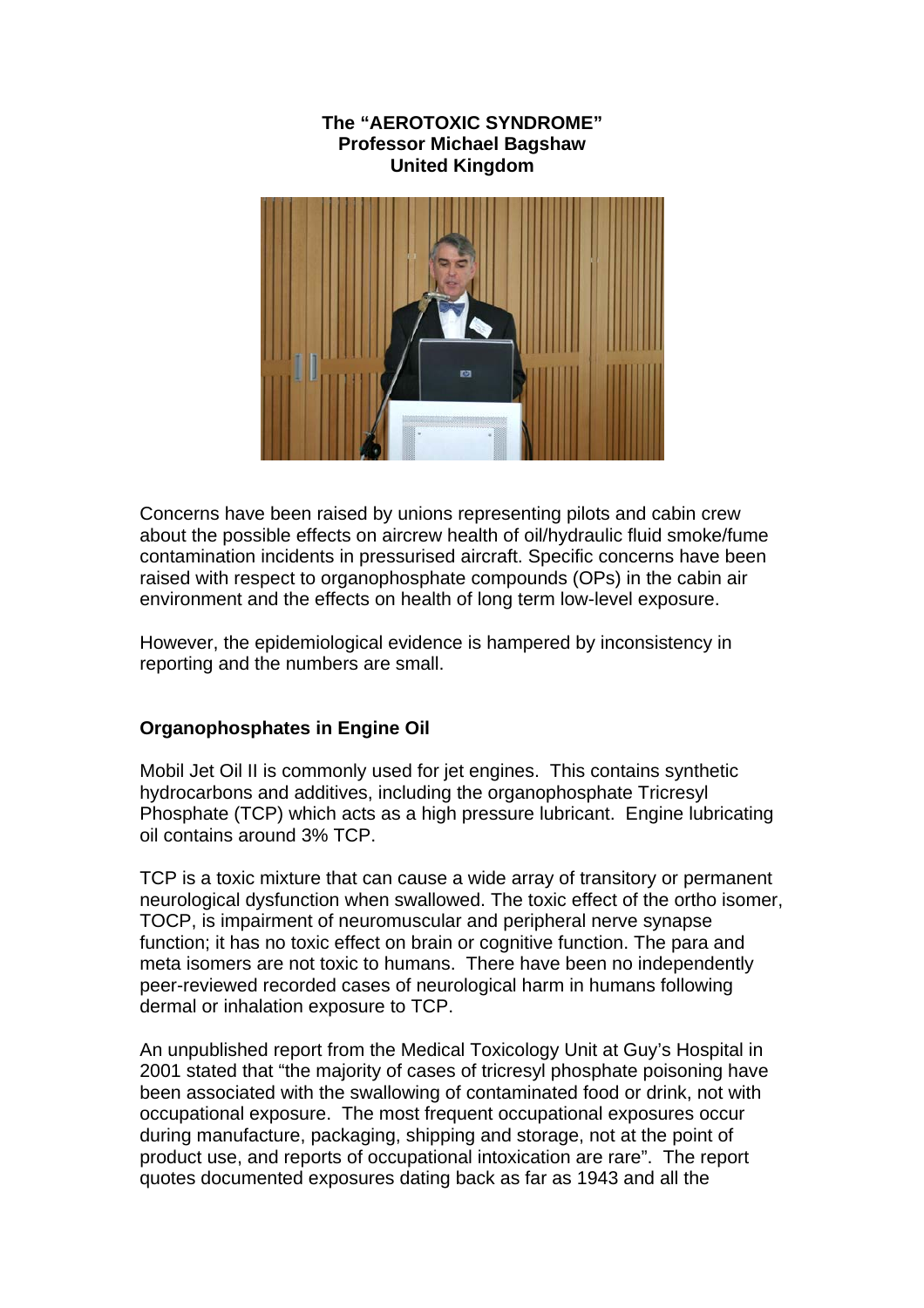**The "AEROTOXIC SYNDROME"**
**Professor Michael Bagshaw**
**United Kingdom**

Concerns have been raised by unions representing pilots and cabin crew about the possible effects on aircrew health of oil/hydraulic fluid smoke/fume contamination incidents in pressurised aircraft. Specific concerns have been raised with respect to organophosphate compounds (OPs) in the cabin air environment and the effects on health of long term low-level exposure.

However, the epidemiological evidence is hampered by inconsistency in reporting and the numbers are small.

## Organophosphates in Engine Oil

Mobil Jet Oil II is commonly used for jet engines. This contains synthetic hydrocarbons and additives, including the organophosphate Tricresyl Phosphate (TCP) which acts as a high pressure lubricant. Engine lubricating oil contains around 3% TCP.

TCP is a toxic mixture that can cause a wide array of transitory or permanent neurological dysfunction when swallowed. The toxic effect of the ortho isomer, TOCP, is impairment of neuromuscular and peripheral nerve synapse function; it has no toxic effect on brain or cognitive function. The para and meta isomers are not toxic to humans. There have been no independently peer-reviewed recorded cases of neurological harm in humans following dermal or inhalation exposure to TCP.

An unpublished report from the Medical Toxicology Unit at Guy's Hospital in 2001 stated that "the majority of cases of tricresyl phosphate poisoning have been associated with the swallowing of contaminated food or drink, not with occupational exposure. The most frequent occupational exposures occur during manufacture, packaging, shipping and storage, not at the point of product use, and reports of occupational intoxication are rare". The report quotes documented exposures dating back as far as 1943 and all the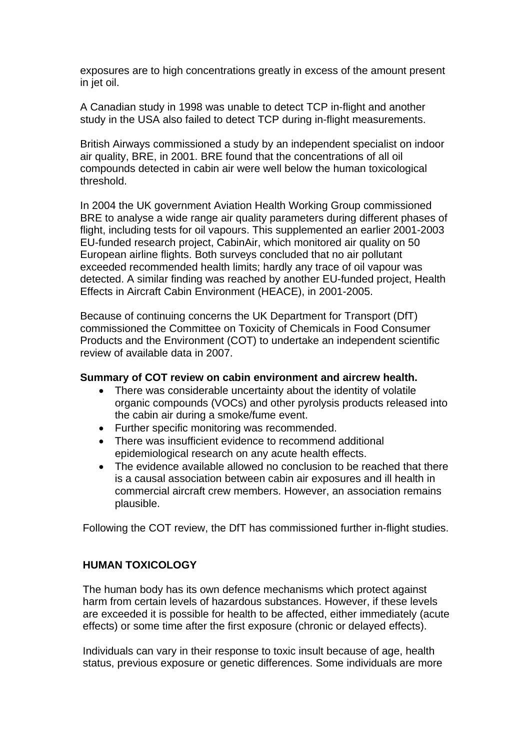exposures are to high concentrations greatly in excess of the amount present in jet oil.

A Canadian study in 1998 was unable to detect TCP in-flight and another study in the USA also failed to detect TCP during in-flight measurements.

British Airways commissioned a study by an independent specialist on indoor air quality, BRE, in 2001. BRE found that the concentrations of all oil compounds detected in cabin air were well below the human toxicological threshold.

In 2004 the UK government Aviation Health Working Group commissioned BRE to analyse a wide range air quality parameters during different phases of flight, including tests for oil vapours. This supplemented an earlier 2001-2003 EU-funded research project, CabinAir, which monitored air quality on 50 European airline flights. Both surveys concluded that no air pollutant exceeded recommended health limits; hardly any trace of oil vapour was detected. A similar finding was reached by another EU-funded project, Health Effects in Aircraft Cabin Environment (HEACE), in 2001-2005.

Because of continuing concerns the UK Department for Transport (DfT) commissioned the Committee on Toxicity of Chemicals in Food Consumer Products and the Environment (COT) to undertake an independent scientific review of available data in 2007.

**Summary of COT review on cabin environment and aircrew health.**

- There was considerable uncertainty about the identity of volatile organic compounds (VOCs) and other pyrolysis products released into the cabin air during a smoke/fume event.
- Further specific monitoring was recommended.
- There was insufficient evidence to recommend additional epidemiological research on any acute health effects.
- The evidence available allowed no conclusion to be reached that there is a causal association between cabin air exposures and ill health in commercial aircraft crew members. However, an association remains plausible.

Following the COT review, the DfT has commissioned further in-flight studies.

## HUMAN TOXICOLOGY

The human body has its own defence mechanisms which protect against harm from certain levels of hazardous substances. However, if these levels are exceeded it is possible for health to be affected, either immediately (acute effects) or some time after the first exposure (chronic or delayed effects).

Individuals can vary in their response to toxic insult because of age, health status, previous exposure or genetic differences. Some individuals are more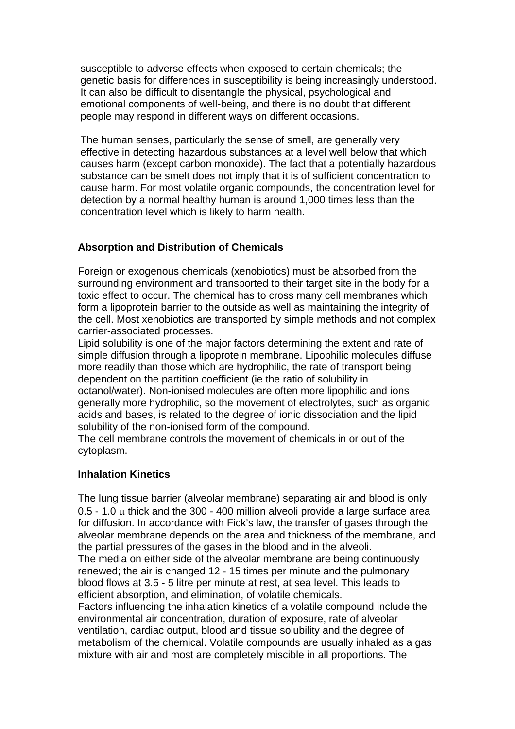susceptible to adverse effects when exposed to certain chemicals; the genetic basis for differences in susceptibility is being increasingly understood. It can also be difficult to disentangle the physical, psychological and emotional components of well-being, and there is no doubt that different people may respond in different ways on different occasions.

The human senses, particularly the sense of smell, are generally very effective in detecting hazardous substances at a level well below that which causes harm (except carbon monoxide). The fact that a potentially hazardous substance can be smelt does not imply that it is of sufficient concentration to cause harm. For most volatile organic compounds, the concentration level for detection by a normal healthy human is around 1,000 times less than the concentration level which is likely to harm health.

**Absorption and Distribution of Chemicals**

Foreign or exogenous chemicals (xenobiotics) must be absorbed from the surrounding environment and transported to their target site in the body for a toxic effect to occur. The chemical has to cross many cell membranes which form a lipoprotein barrier to the outside as well as maintaining the integrity of the cell. Most xenobiotics are transported by simple methods and not complex carrier-associated processes.
Lipid solubility is one of the major factors determining the extent and rate of simple diffusion through a lipoprotein membrane. Lipophilic molecules diffuse more readily than those which are hydrophilic, the rate of transport being dependent on the partition coefficient (ie the ratio of solubility in octanol/water). Non-ionised molecules are often more lipophilic and ions generally more hydrophilic, so the movement of electrolytes, such as organic acids and bases, is related to the degree of ionic dissociation and the lipid solubility of the non-ionised form of the compound.
The cell membrane controls the movement of chemicals in or out of the cytoplasm.

**Inhalation Kinetics**

The lung tissue barrier (alveolar membrane) separating air and blood is only 0.5 - 1.0 $\mu$ thick and the 300 - 400 million alveoli provide a large surface area for diffusion. In accordance with Fick's law, the transfer of gases through the alveolar membrane depends on the area and thickness of the membrane, and the partial pressures of the gases in the blood and in the alveoli.
The media on either side of the alveolar membrane are being continuously renewed; the air is changed 12 - 15 times per minute and the pulmonary blood flows at 3.5 - 5 litre per minute at rest, at sea level. This leads to efficient absorption, and elimination, of volatile chemicals.
Factors influencing the inhalation kinetics of a volatile compound include the environmental air concentration, duration of exposure, rate of alveolar ventilation, cardiac output, blood and tissue solubility and the degree of metabolism of the chemical. Volatile compounds are usually inhaled as a gas mixture with air and most are completely miscible in all proportions. The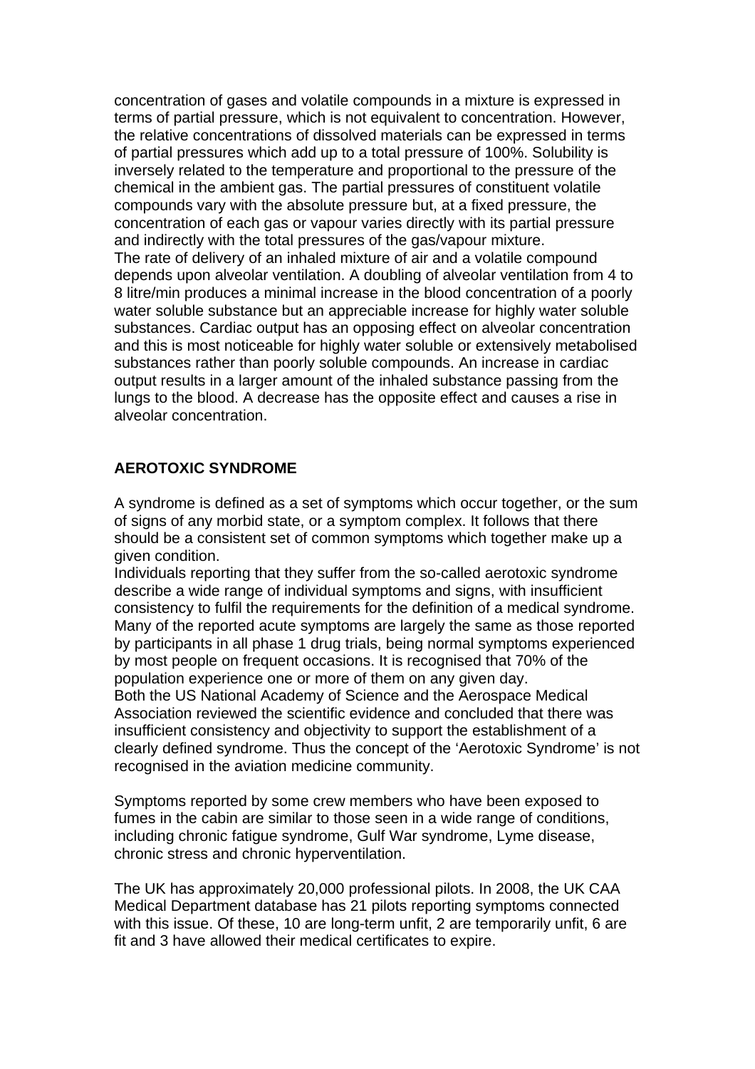concentration of gases and volatile compounds in a mixture is expressed in terms of partial pressure, which is not equivalent to concentration. However, the relative concentrations of dissolved materials can be expressed in terms of partial pressures which add up to a total pressure of 100%. Solubility is inversely related to the temperature and proportional to the pressure of the chemical in the ambient gas. The partial pressures of constituent volatile compounds vary with the absolute pressure but, at a fixed pressure, the concentration of each gas or vapour varies directly with its partial pressure and indirectly with the total pressures of the gas/vapour mixture.
The rate of delivery of an inhaled mixture of air and a volatile compound depends upon alveolar ventilation. A doubling of alveolar ventilation from 4 to 8 litre/min produces a minimal increase in the blood concentration of a poorly water soluble substance but an appreciable increase for highly water soluble substances. Cardiac output has an opposing effect on alveolar concentration and this is most noticeable for highly water soluble or extensively metabolised substances rather than poorly soluble compounds. An increase in cardiac output results in a larger amount of the inhaled substance passing from the lungs to the blood. A decrease has the opposite effect and causes a rise in alveolar concentration.

## AEROTOXIC SYNDROME

A syndrome is defined as a set of symptoms which occur together, or the sum of signs of any morbid state, or a symptom complex. It follows that there should be a consistent set of common symptoms which together make up a given condition.
Individuals reporting that they suffer from the so-called aerotoxic syndrome describe a wide range of individual symptoms and signs, with insufficient consistency to fulfil the requirements for the definition of a medical syndrome. Many of the reported acute symptoms are largely the same as those reported by participants in all phase 1 drug trials, being normal symptoms experienced by most people on frequent occasions. It is recognised that 70% of the population experience one or more of them on any given day.
Both the US National Academy of Science and the Aerospace Medical Association reviewed the scientific evidence and concluded that there was insufficient consistency and objectivity to support the establishment of a clearly defined syndrome. Thus the concept of the 'Aerotoxic Syndrome' is not recognised in the aviation medicine community.

Symptoms reported by some crew members who have been exposed to fumes in the cabin are similar to those seen in a wide range of conditions, including chronic fatigue syndrome, Gulf War syndrome, Lyme disease, chronic stress and chronic hyperventilation.

The UK has approximately 20,000 professional pilots. In 2008, the UK CAA Medical Department database has 21 pilots reporting symptoms connected with this issue. Of these, 10 are long-term unfit, 2 are temporarily unfit, 6 are fit and 3 have allowed their medical certificates to expire.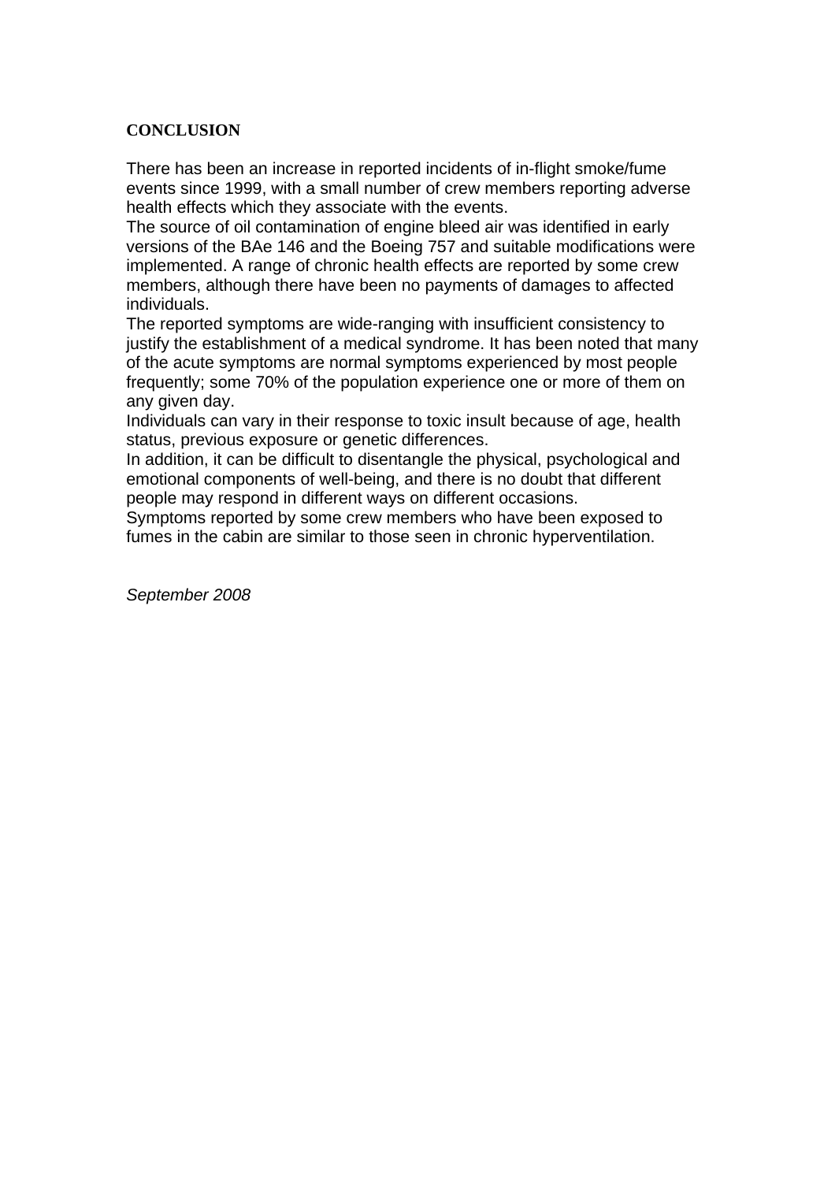## CONCLUSION

There has been an increase in reported incidents of in-flight smoke/fume events since 1999, with a small number of crew members reporting adverse health effects which they associate with the events.

The source of oil contamination of engine bleed air was identified in early versions of the BAe 146 and the Boeing 757 and suitable modifications were implemented. A range of chronic health effects are reported by some crew members, although there have been no payments of damages to affected individuals.

The reported symptoms are wide-ranging with insufficient consistency to justify the establishment of a medical syndrome. It has been noted that many of the acute symptoms are normal symptoms experienced by most people frequently; some 70% of the population experience one or more of them on any given day.

Individuals can vary in their response to toxic insult because of age, health status, previous exposure or genetic differences.

In addition, it can be difficult to disentangle the physical, psychological and emotional components of well-being, and there is no doubt that different people may respond in different ways on different occasions.

Symptoms reported by some crew members who have been exposed to fumes in the cabin are similar to those seen in chronic hyperventilation.

*September 2008*